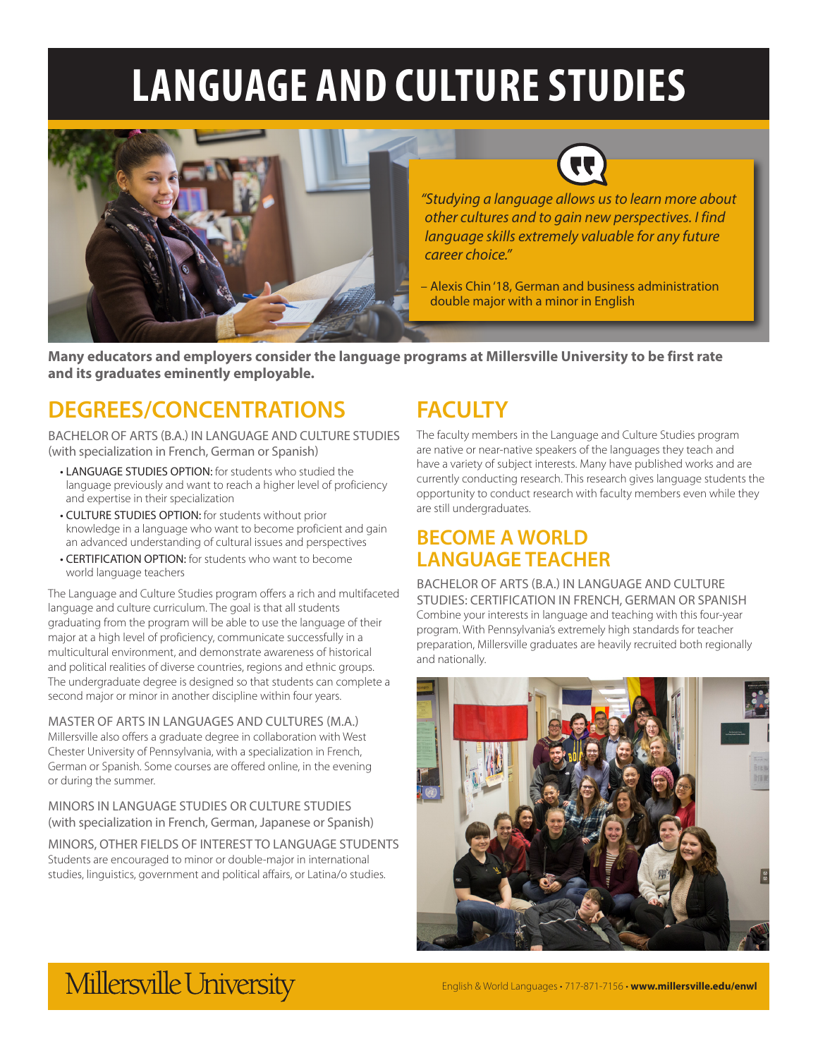# LANGUAGE AND CULTURE STUDIES

*"Studying a language allows us to learn more about other cultures and to gain new perspectives. I find language skills extremely valuable for any future career choice."*

– Alexis Chin '18, German and business administration double major with a minor in English

**Many educators and employers consider the language programs at Millersville University to be first rate and its graduates eminently employable.**

## DEGREES/CONCENTRATIONS

BACHELOR OF ARTS (B.A.) IN LANGUAGE AND CULTURE STUDIES (with specialization in French, German or Spanish)

- LANGUAGE STUDIES OPTION: for students who studied the language previously and want to reach a higher level of proficiency and expertise in their specialization
- CULTURE STUDIES OPTION: for students without prior knowledge in a language who want to become proficient and gain an advanced understanding of cultural issues and perspectives
- CERTIFICATION OPTION: for students who want to become world language teachers

The Language and Culture Studies program offers a rich and multifaceted language and culture curriculum. The goal is that all students graduating from the program will be able to use the language of their major at a high level of proficiency, communicate successfully in a multicultural environment, and demonstrate awareness of historical and political realities of diverse countries, regions and ethnic groups. The undergraduate degree is designed so that students can complete a second major or minor in another discipline within four years.

MASTER OF ARTS IN LANGUAGES AND CULTURES (M.A.)
Millersville also offers a graduate degree in collaboration with West Chester University of Pennsylvania, with a specialization in French, German or Spanish. Some courses are offered online, in the evening or during the summer.

MINORS IN LANGUAGE STUDIES OR CULTURE STUDIES (with specialization in French, German, Japanese or Spanish)

MINORS, OTHER FIELDS OF INTEREST TO LANGUAGE STUDENTS
Students are encouraged to minor or double-major in international studies, linguistics, government and political affairs, or Latina/o studies.

## FACULTY

The faculty members in the Language and Culture Studies program are native or near-native speakers of the languages they teach and have a variety of subject interests. Many have published works and are currently conducting research. This research gives language students the opportunity to conduct research with faculty members even while they are still undergraduates.

## BECOME A WORLD LANGUAGE TEACHER

BACHELOR OF ARTS (B.A.) IN LANGUAGE AND CULTURE STUDIES: CERTIFICATION IN FRENCH, GERMAN OR SPANISH
Combine your interests in language and teaching with this four-year program. With Pennsylvania's extremely high standards for teacher preparation, Millersville graduates are heavily recruited both regionally and nationally.

Millersville University

English & World Languages • 717-871-7156 • **www.millersville.edu/enwl**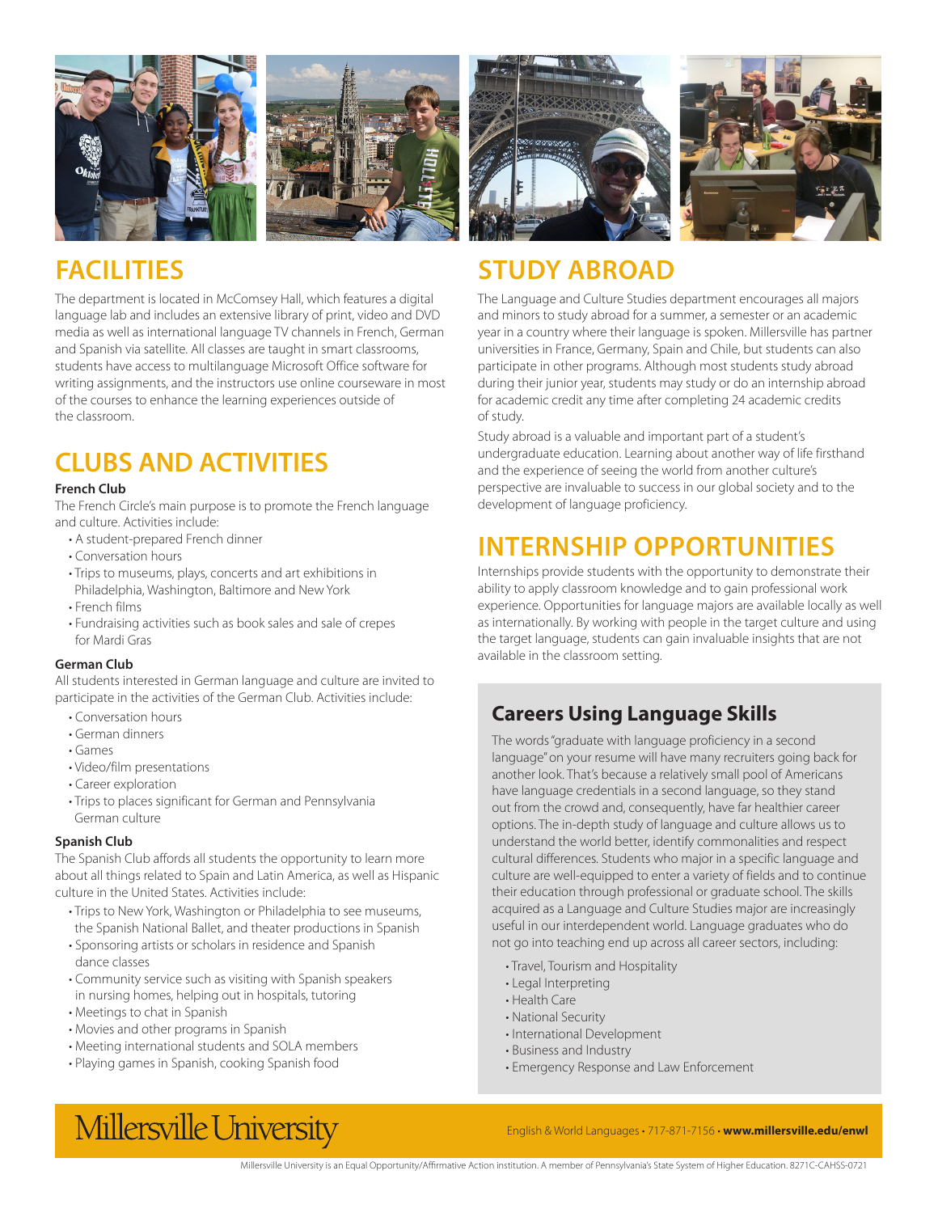## FACILITIES

The department is located in McComsey Hall, which features a digital language lab and includes an extensive library of print, video and DVD media as well as international language TV channels in French, German and Spanish via satellite. All classes are taught in smart classrooms, students have access to multilanguage Microsoft Office software for writing assignments, and the instructors use online courseware in most of the courses to enhance the learning experiences outside of the classroom.

## CLUBS AND ACTIVITIES

**French Club**

The French Circle's main purpose is to promote the French language and culture. Activities include:

- A student-prepared French dinner
- Conversation hours
- Trips to museums, plays, concerts and art exhibitions in Philadelphia, Washington, Baltimore and New York
- French films
- Fundraising activities such as book sales and sale of crepes for Mardi Gras

**German Club**

All students interested in German language and culture are invited to participate in the activities of the German Club. Activities include:

- Conversation hours
- German dinners
- Games
- Video/film presentations
- Career exploration
- Trips to places significant for German and Pennsylvania German culture

**Spanish Club**

The Spanish Club affords all students the opportunity to learn more about all things related to Spain and Latin America, as well as Hispanic culture in the United States. Activities include:

- Trips to New York, Washington or Philadelphia to see museums, the Spanish National Ballet, and theater productions in Spanish
- Sponsoring artists or scholars in residence and Spanish dance classes
- Community service such as visiting with Spanish speakers in nursing homes, helping out in hospitals, tutoring
- Meetings to chat in Spanish
- Movies and other programs in Spanish
- Meeting international students and SOLA members
- Playing games in Spanish, cooking Spanish food

## STUDY ABROAD

The Language and Culture Studies department encourages all majors and minors to study abroad for a summer, a semester or an academic year in a country where their language is spoken. Millersville has partner universities in France, Germany, Spain and Chile, but students can also participate in other programs. Although most students study abroad during their junior year, students may study or do an internship abroad for academic credit any time after completing 24 academic credits of study.

Study abroad is a valuable and important part of a student's undergraduate education. Learning about another way of life firsthand and the experience of seeing the world from another culture's perspective are invaluable to success in our global society and to the development of language proficiency.

## INTERNSHIP OPPORTUNITIES

Internships provide students with the opportunity to demonstrate their ability to apply classroom knowledge and to gain professional work experience. Opportunities for language majors are available locally as well as internationally. By working with people in the target culture and using the target language, students can gain invaluable insights that are not available in the classroom setting.

### Careers Using Language Skills

The words "graduate with language proficiency in a second language" on your resume will have many recruiters going back for another look. That's because a relatively small pool of Americans have language credentials in a second language, so they stand out from the crowd and, consequently, have far healthier career options. The in-depth study of language and culture allows us to understand the world better, identify commonalities and respect cultural differences. Students who major in a specific language and culture are well-equipped to enter a variety of fields and to continue their education through professional or graduate school. The skills acquired as a Language and Culture Studies major are increasingly useful in our interdependent world. Language graduates who do not go into teaching end up across all career sectors, including:

- Travel, Tourism and Hospitality
- Legal Interpreting
- Health Care
- National Security
- International Development
- Business and Industry
- Emergency Response and Law Enforcement

Millersville University

English & World Languages • 717-871-7156 • **www.millersville.edu/enwl**

Millersville University is an Equal Opportunity/Affirmative Action institution. A member of Pennsylvania's State System of Higher Education. 8271C-CAHSS-0721